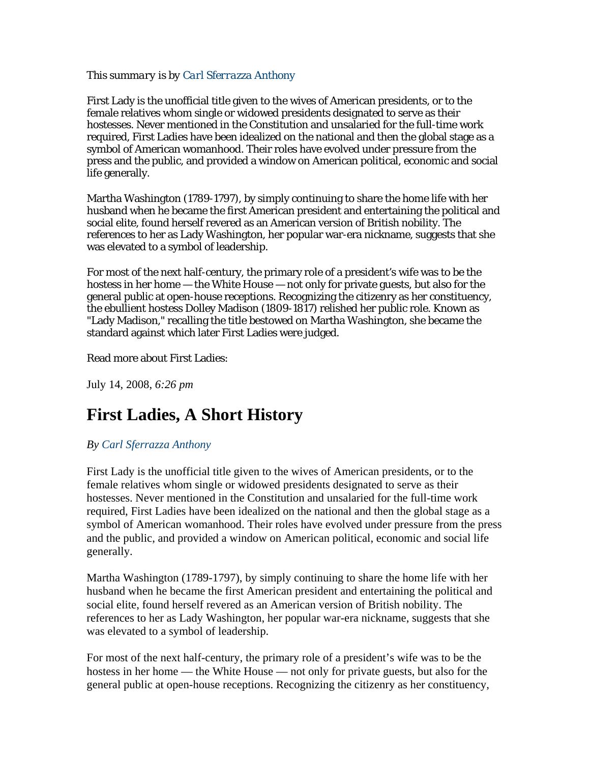*This summary is by Carl Sferrazza Anthony*

First Lady is the unofficial title given to the wives of American presidents, or to the female relatives whom single or widowed presidents designated to serve as their hostesses. Never mentioned in the Constitution and unsalaried for the full-time work required, First Ladies have been idealized on the national and then the global stage as a symbol of American womanhood. Their roles have evolved under pressure from the press and the public, and provided a window on American political, economic and social life generally.

Martha Washington (1789-1797), by simply continuing to share the home life with her husband when he became the first American president and entertaining the political and social elite, found herself revered as an American version of British nobility. The references to her as Lady Washington, her popular war-era nickname, suggests that she was elevated to a symbol of leadership.

For most of the next half-century, the primary role of a president's wife was to be the hostess in her home — the White House — not only for private guests, but also for the general public at open-house receptions. Recognizing the citizenry as her constituency, the ebullient hostess Dolley Madison (1809-1817) relished her public role. Known as "Lady Madison," recalling the title bestowed on Martha Washington, she became the standard against which later First Ladies were judged.

Read more about First Ladies:

July 14, 2008, *6:26 pm*

# First Ladies, A Short History

*By Carl Sferrazza Anthony*

First Lady is the unofficial title given to the wives of American presidents, or to the female relatives whom single or widowed presidents designated to serve as their hostesses. Never mentioned in the Constitution and unsalaried for the full-time work required, First Ladies have been idealized on the national and then the global stage as a symbol of American womanhood. Their roles have evolved under pressure from the press and the public, and provided a window on American political, economic and social life generally.

Martha Washington (1789-1797), by simply continuing to share the home life with her husband when he became the first American president and entertaining the political and social elite, found herself revered as an American version of British nobility. The references to her as Lady Washington, her popular war-era nickname, suggests that she was elevated to a symbol of leadership.

For most of the next half-century, the primary role of a president's wife was to be the hostess in her home — the White House — not only for private guests, but also for the general public at open-house receptions. Recognizing the citizenry as her constituency,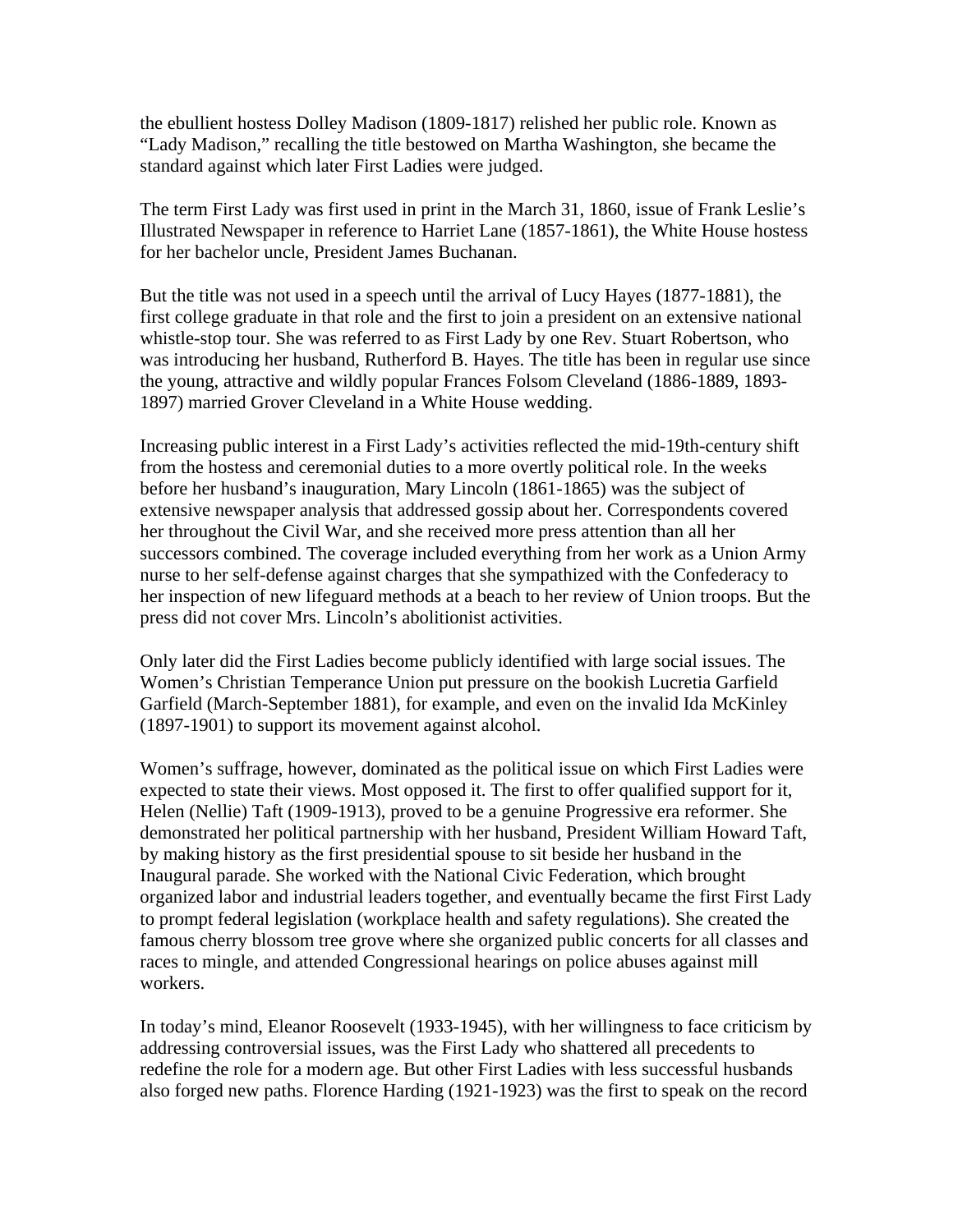the ebullient hostess Dolley Madison (1809-1817) relished her public role. Known as "Lady Madison," recalling the title bestowed on Martha Washington, she became the standard against which later First Ladies were judged.

The term First Lady was first used in print in the March 31, 1860, issue of Frank Leslie's Illustrated Newspaper in reference to Harriet Lane (1857-1861), the White House hostess for her bachelor uncle, President James Buchanan.

But the title was not used in a speech until the arrival of Lucy Hayes (1877-1881), the first college graduate in that role and the first to join a president on an extensive national whistle-stop tour. She was referred to as First Lady by one Rev. Stuart Robertson, who was introducing her husband, Rutherford B. Hayes. The title has been in regular use since the young, attractive and wildly popular Frances Folsom Cleveland (1886-1889, 1893-1897) married Grover Cleveland in a White House wedding.

Increasing public interest in a First Lady's activities reflected the mid-19th-century shift from the hostess and ceremonial duties to a more overtly political role. In the weeks before her husband's inauguration, Mary Lincoln (1861-1865) was the subject of extensive newspaper analysis that addressed gossip about her. Correspondents covered her throughout the Civil War, and she received more press attention than all her successors combined. The coverage included everything from her work as a Union Army nurse to her self-defense against charges that she sympathized with the Confederacy to her inspection of new lifeguard methods at a beach to her review of Union troops. But the press did not cover Mrs. Lincoln's abolitionist activities.

Only later did the First Ladies become publicly identified with large social issues. The Women's Christian Temperance Union put pressure on the bookish Lucretia Garfield Garfield (March-September 1881), for example, and even on the invalid Ida McKinley (1897-1901) to support its movement against alcohol.

Women's suffrage, however, dominated as the political issue on which First Ladies were expected to state their views. Most opposed it. The first to offer qualified support for it, Helen (Nellie) Taft (1909-1913), proved to be a genuine Progressive era reformer. She demonstrated her political partnership with her husband, President William Howard Taft, by making history as the first presidential spouse to sit beside her husband in the Inaugural parade. She worked with the National Civic Federation, which brought organized labor and industrial leaders together, and eventually became the first First Lady to prompt federal legislation (workplace health and safety regulations). She created the famous cherry blossom tree grove where she organized public concerts for all classes and races to mingle, and attended Congressional hearings on police abuses against mill workers.

In today's mind, Eleanor Roosevelt (1933-1945), with her willingness to face criticism by addressing controversial issues, was the First Lady who shattered all precedents to redefine the role for a modern age. But other First Ladies with less successful husbands also forged new paths. Florence Harding (1921-1923) was the first to speak on the record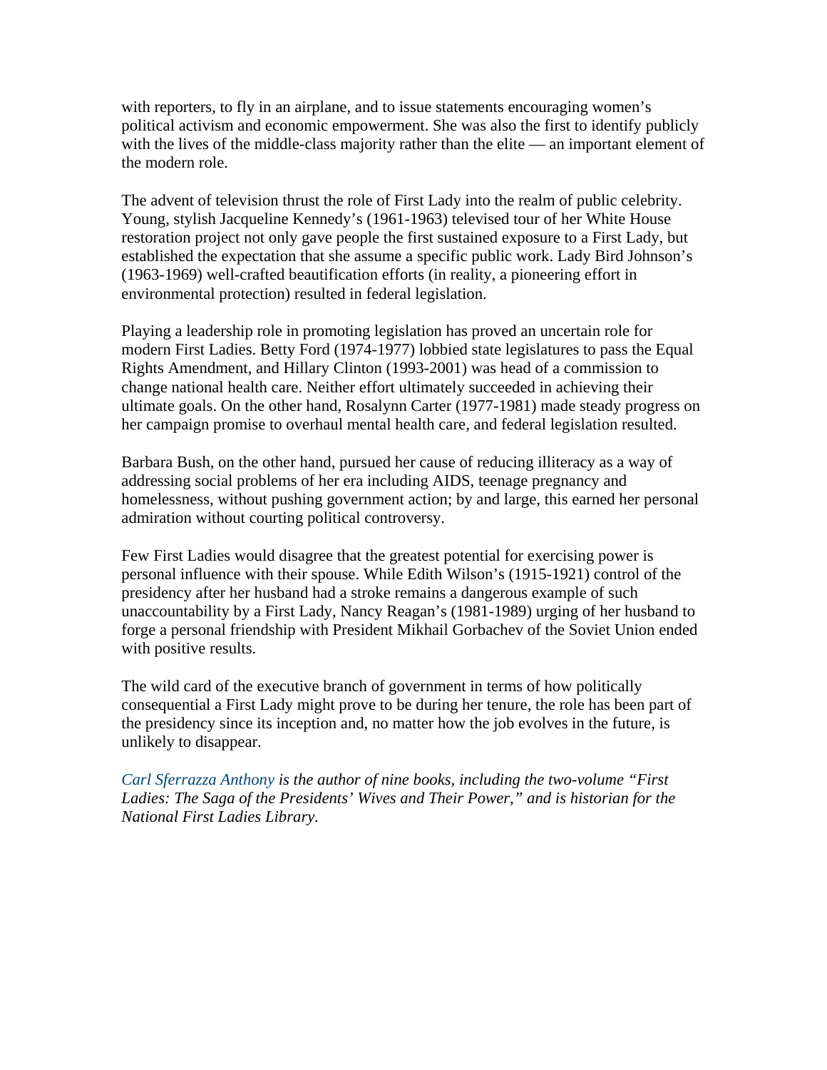with reporters, to fly in an airplane, and to issue statements encouraging women's political activism and economic empowerment. She was also the first to identify publicly with the lives of the middle-class majority rather than the elite — an important element of the modern role.

The advent of television thrust the role of First Lady into the realm of public celebrity. Young, stylish Jacqueline Kennedy's (1961-1963) televised tour of her White House restoration project not only gave people the first sustained exposure to a First Lady, but established the expectation that she assume a specific public work. Lady Bird Johnson's (1963-1969) well-crafted beautification efforts (in reality, a pioneering effort in environmental protection) resulted in federal legislation.

Playing a leadership role in promoting legislation has proved an uncertain role for modern First Ladies. Betty Ford (1974-1977) lobbied state legislatures to pass the Equal Rights Amendment, and Hillary Clinton (1993-2001) was head of a commission to change national health care. Neither effort ultimately succeeded in achieving their ultimate goals. On the other hand, Rosalynn Carter (1977-1981) made steady progress on her campaign promise to overhaul mental health care, and federal legislation resulted.

Barbara Bush, on the other hand, pursued her cause of reducing illiteracy as a way of addressing social problems of her era including AIDS, teenage pregnancy and homelessness, without pushing government action; by and large, this earned her personal admiration without courting political controversy.

Few First Ladies would disagree that the greatest potential for exercising power is personal influence with their spouse. While Edith Wilson's (1915-1921) control of the presidency after her husband had a stroke remains a dangerous example of such unaccountability by a First Lady, Nancy Reagan's (1981-1989) urging of her husband to forge a personal friendship with President Mikhail Gorbachev of the Soviet Union ended with positive results.

The wild card of the executive branch of government in terms of how politically consequential a First Lady might prove to be during her tenure, the role has been part of the presidency since its inception and, no matter how the job evolves in the future, is unlikely to disappear.

*Carl Sferrazza Anthony is the author of nine books, including the two-volume "First Ladies: The Saga of the Presidents' Wives and Their Power," and is historian for the National First Ladies Library.*